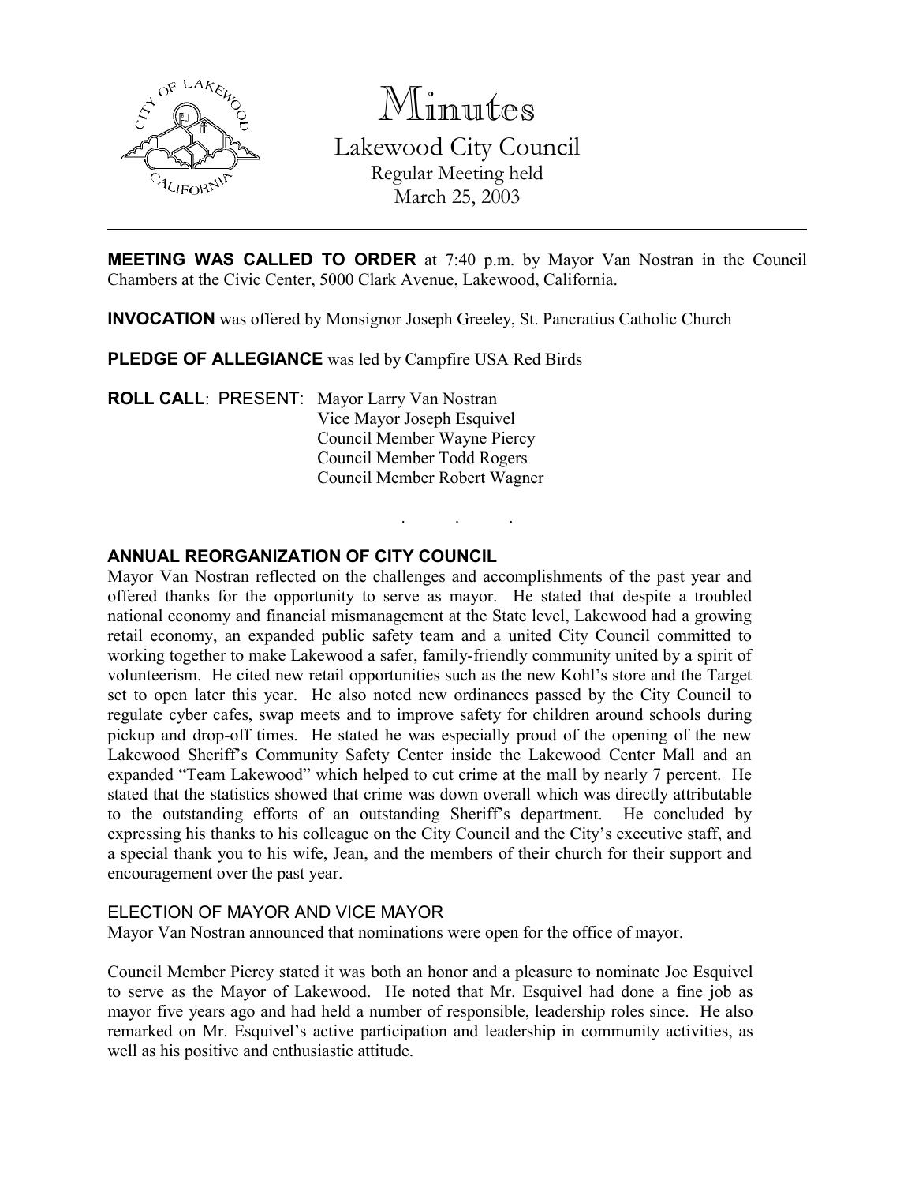# Minutes

## Lakewood City Council

Regular Meeting held
March 25, 2003

---

**MEETING WAS CALLED TO ORDER** at 7:40 p.m. by Mayor Van Nostran in the Council Chambers at the Civic Center, 5000 Clark Avenue, Lakewood, California.

**INVOCATION** was offered by Monsignor Joseph Greeley, St. Pancratius Catholic Church

**PLEDGE OF ALLEGIANCE** was led by Campfire USA Red Birds

**ROLL CALL**: PRESENT: Mayor Larry Van Nostran
Vice Mayor Joseph Esquivel
Council Member Wayne Piercy
Council Member Todd Rogers
Council Member Robert Wagner

. . .

**ANNUAL REORGANIZATION OF CITY COUNCIL**

Mayor Van Nostran reflected on the challenges and accomplishments of the past year and offered thanks for the opportunity to serve as mayor. He stated that despite a troubled national economy and financial mismanagement at the State level, Lakewood had a growing retail economy, an expanded public safety team and a united City Council committed to working together to make Lakewood a safer, family-friendly community united by a spirit of volunteerism. He cited new retail opportunities such as the new Kohl's store and the Target set to open later this year. He also noted new ordinances passed by the City Council to regulate cyber cafes, swap meets and to improve safety for children around schools during pickup and drop-off times. He stated he was especially proud of the opening of the new Lakewood Sheriff's Community Safety Center inside the Lakewood Center Mall and an expanded "Team Lakewood" which helped to cut crime at the mall by nearly 7 percent. He stated that the statistics showed that crime was down overall which was directly attributable to the outstanding efforts of an outstanding Sheriff's department. He concluded by expressing his thanks to his colleague on the City Council and the City's executive staff, and a special thank you to his wife, Jean, and the members of their church for their support and encouragement over the past year.

ELECTION OF MAYOR AND VICE MAYOR

Mayor Van Nostran announced that nominations were open for the office of mayor.

Council Member Piercy stated it was both an honor and a pleasure to nominate Joe Esquivel to serve as the Mayor of Lakewood. He noted that Mr. Esquivel had done a fine job as mayor five years ago and had held a number of responsible, leadership roles since. He also remarked on Mr. Esquivel's active participation and leadership in community activities, as well as his positive and enthusiastic attitude.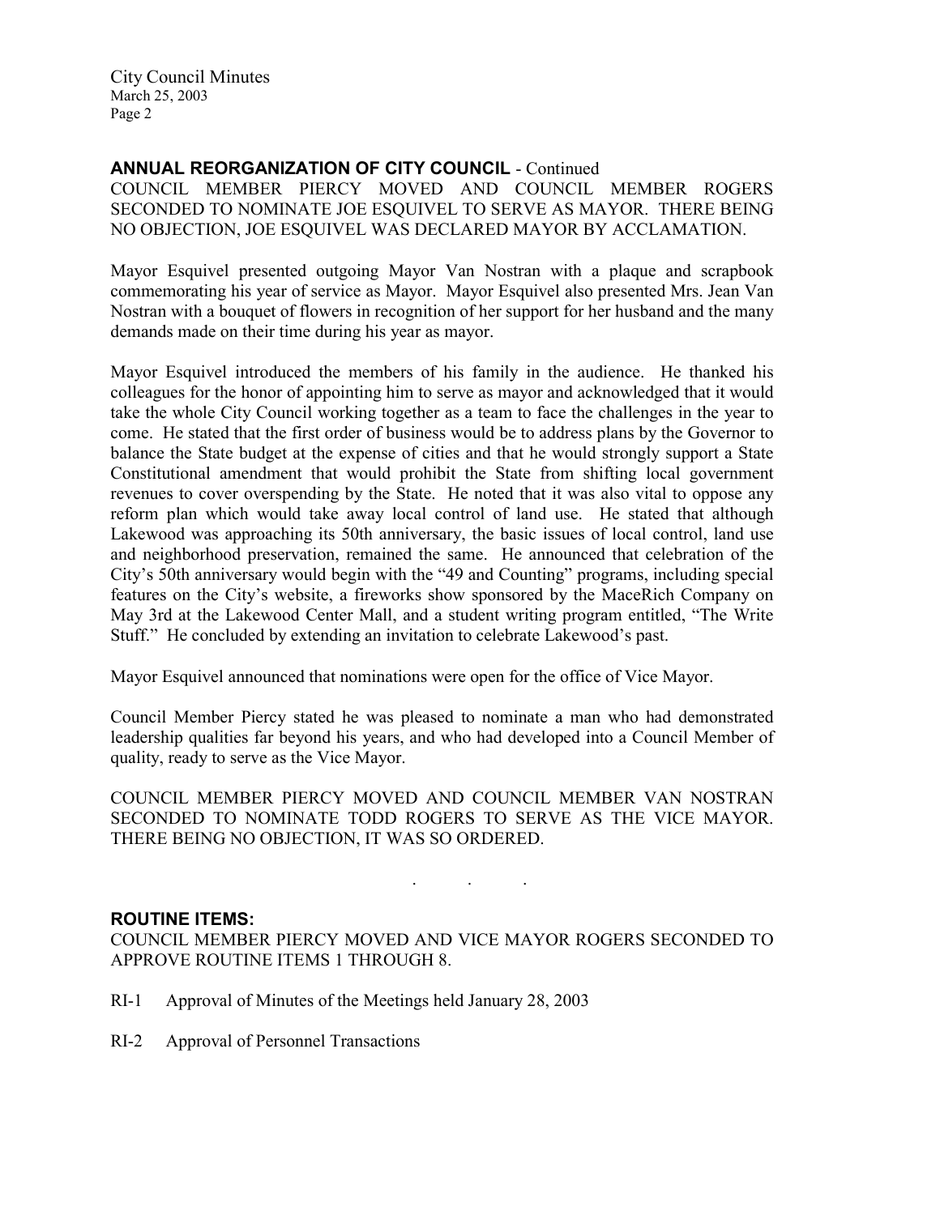## ANNUAL REORGANIZATION OF CITY COUNCIL - Continued

COUNCIL MEMBER PIERCY MOVED AND COUNCIL MEMBER ROGERS SECONDED TO NOMINATE JOE ESQUIVEL TO SERVE AS MAYOR. THERE BEING NO OBJECTION, JOE ESQUIVEL WAS DECLARED MAYOR BY ACCLAMATION.

Mayor Esquivel presented outgoing Mayor Van Nostran with a plaque and scrapbook commemorating his year of service as Mayor. Mayor Esquivel also presented Mrs. Jean Van Nostran with a bouquet of flowers in recognition of her support for her husband and the many demands made on their time during his year as mayor.

Mayor Esquivel introduced the members of his family in the audience. He thanked his colleagues for the honor of appointing him to serve as mayor and acknowledged that it would take the whole City Council working together as a team to face the challenges in the year to come. He stated that the first order of business would be to address plans by the Governor to balance the State budget at the expense of cities and that he would strongly support a State Constitutional amendment that would prohibit the State from shifting local government revenues to cover overspending by the State. He noted that it was also vital to oppose any reform plan which would take away local control of land use. He stated that although Lakewood was approaching its 50th anniversary, the basic issues of local control, land use and neighborhood preservation, remained the same. He announced that celebration of the City's 50th anniversary would begin with the "49 and Counting" programs, including special features on the City's website, a fireworks show sponsored by the MaceRich Company on May 3rd at the Lakewood Center Mall, and a student writing program entitled, "The Write Stuff." He concluded by extending an invitation to celebrate Lakewood's past.

Mayor Esquivel announced that nominations were open for the office of Vice Mayor.

Council Member Piercy stated he was pleased to nominate a man who had demonstrated leadership qualities far beyond his years, and who had developed into a Council Member of quality, ready to serve as the Vice Mayor.

COUNCIL MEMBER PIERCY MOVED AND COUNCIL MEMBER VAN NOSTRAN SECONDED TO NOMINATE TODD ROGERS TO SERVE AS THE VICE MAYOR. THERE BEING NO OBJECTION, IT WAS SO ORDERED.

. . .

## ROUTINE ITEMS:

COUNCIL MEMBER PIERCY MOVED AND VICE MAYOR ROGERS SECONDED TO APPROVE ROUTINE ITEMS 1 THROUGH 8.

RI-1 Approval of Minutes of the Meetings held January 28, 2003

RI-2 Approval of Personnel Transactions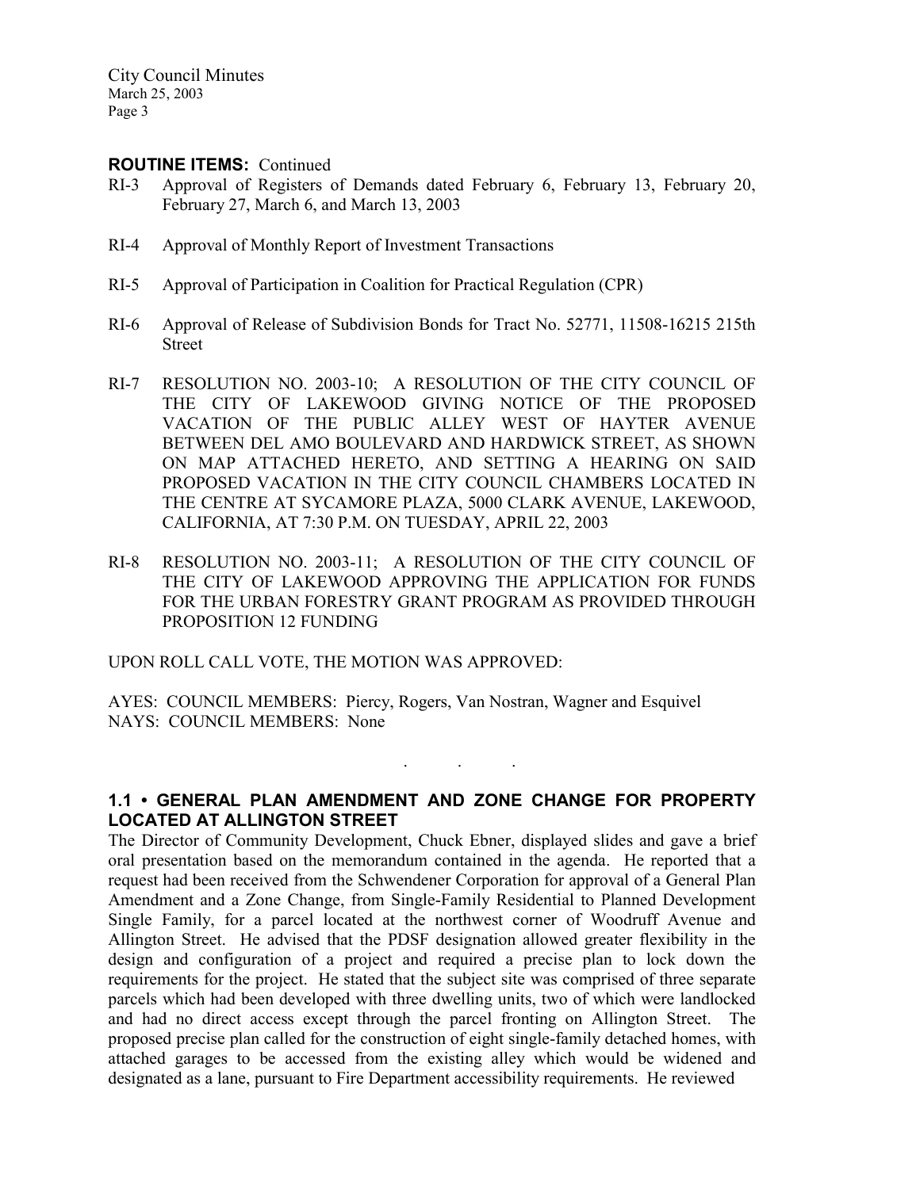**ROUTINE ITEMS:** Continued

RI-3 Approval of Registers of Demands dated February 6, February 13, February 20, February 27, March 6, and March 13, 2003

RI-4 Approval of Monthly Report of Investment Transactions

RI-5 Approval of Participation in Coalition for Practical Regulation (CPR)

RI-6 Approval of Release of Subdivision Bonds for Tract No. 52771, 11508-16215 215th Street

RI-7 RESOLUTION NO. 2003-10; A RESOLUTION OF THE CITY COUNCIL OF THE CITY OF LAKEWOOD GIVING NOTICE OF THE PROPOSED VACATION OF THE PUBLIC ALLEY WEST OF HAYTER AVENUE BETWEEN DEL AMO BOULEVARD AND HARDWICK STREET, AS SHOWN ON MAP ATTACHED HERETO, AND SETTING A HEARING ON SAID PROPOSED VACATION IN THE CITY COUNCIL CHAMBERS LOCATED IN THE CENTRE AT SYCAMORE PLAZA, 5000 CLARK AVENUE, LAKEWOOD, CALIFORNIA, AT 7:30 P.M. ON TUESDAY, APRIL 22, 2003

RI-8 RESOLUTION NO. 2003-11; A RESOLUTION OF THE CITY COUNCIL OF THE CITY OF LAKEWOOD APPROVING THE APPLICATION FOR FUNDS FOR THE URBAN FORESTRY GRANT PROGRAM AS PROVIDED THROUGH PROPOSITION 12 FUNDING

UPON ROLL CALL VOTE, THE MOTION WAS APPROVED:

AYES: COUNCIL MEMBERS: Piercy, Rogers, Van Nostran, Wagner and Esquivel
NAYS: COUNCIL MEMBERS: None

. . .

**1.1 • GENERAL PLAN AMENDMENT AND ZONE CHANGE FOR PROPERTY LOCATED AT ALLINGTON STREET**

The Director of Community Development, Chuck Ebner, displayed slides and gave a brief oral presentation based on the memorandum contained in the agenda. He reported that a request had been received from the Schwendener Corporation for approval of a General Plan Amendment and a Zone Change, from Single-Family Residential to Planned Development Single Family, for a parcel located at the northwest corner of Woodruff Avenue and Allington Street. He advised that the PDSF designation allowed greater flexibility in the design and configuration of a project and required a precise plan to lock down the requirements for the project. He stated that the subject site was comprised of three separate parcels which had been developed with three dwelling units, two of which were landlocked and had no direct access except through the parcel fronting on Allington Street. The proposed precise plan called for the construction of eight single-family detached homes, with attached garages to be accessed from the existing alley which would be widened and designated as a lane, pursuant to Fire Department accessibility requirements. He reviewed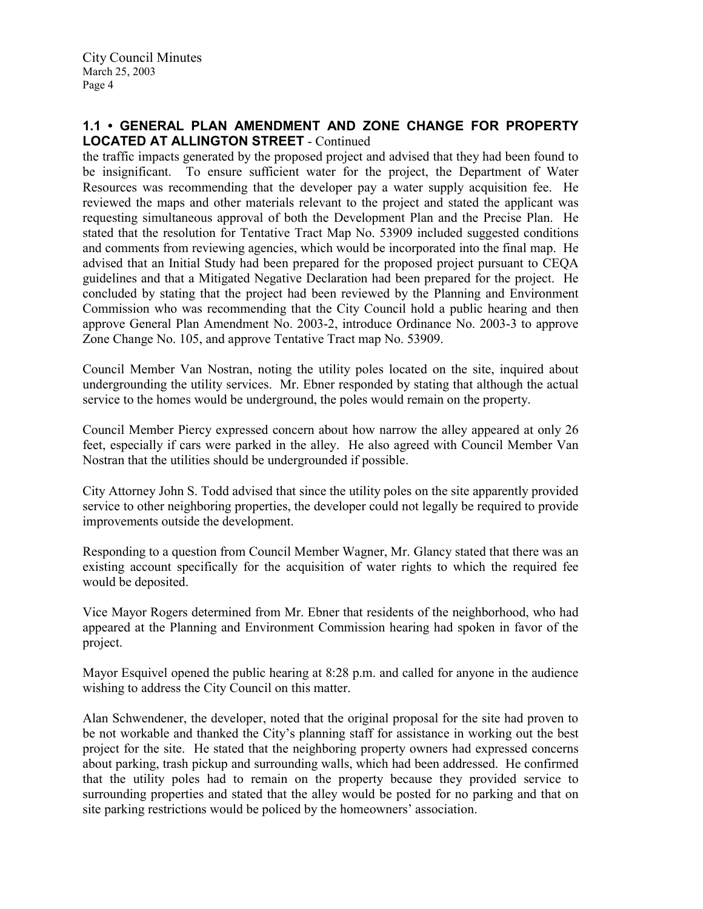## 1.1 • GENERAL PLAN AMENDMENT AND ZONE CHANGE FOR PROPERTY LOCATED AT ALLINGTON STREET - Continued

the traffic impacts generated by the proposed project and advised that they had been found to be insignificant. To ensure sufficient water for the project, the Department of Water Resources was recommending that the developer pay a water supply acquisition fee. He reviewed the maps and other materials relevant to the project and stated the applicant was requesting simultaneous approval of both the Development Plan and the Precise Plan. He stated that the resolution for Tentative Tract Map No. 53909 included suggested conditions and comments from reviewing agencies, which would be incorporated into the final map. He advised that an Initial Study had been prepared for the proposed project pursuant to CEQA guidelines and that a Mitigated Negative Declaration had been prepared for the project. He concluded by stating that the project had been reviewed by the Planning and Environment Commission who was recommending that the City Council hold a public hearing and then approve General Plan Amendment No. 2003-2, introduce Ordinance No. 2003-3 to approve Zone Change No. 105, and approve Tentative Tract map No. 53909.

Council Member Van Nostran, noting the utility poles located on the site, inquired about undergrounding the utility services. Mr. Ebner responded by stating that although the actual service to the homes would be underground, the poles would remain on the property.

Council Member Piercy expressed concern about how narrow the alley appeared at only 26 feet, especially if cars were parked in the alley. He also agreed with Council Member Van Nostran that the utilities should be undergrounded if possible.

City Attorney John S. Todd advised that since the utility poles on the site apparently provided service to other neighboring properties, the developer could not legally be required to provide improvements outside the development.

Responding to a question from Council Member Wagner, Mr. Glancy stated that there was an existing account specifically for the acquisition of water rights to which the required fee would be deposited.

Vice Mayor Rogers determined from Mr. Ebner that residents of the neighborhood, who had appeared at the Planning and Environment Commission hearing had spoken in favor of the project.

Mayor Esquivel opened the public hearing at 8:28 p.m. and called for anyone in the audience wishing to address the City Council on this matter.

Alan Schwendener, the developer, noted that the original proposal for the site had proven to be not workable and thanked the City's planning staff for assistance in working out the best project for the site. He stated that the neighboring property owners had expressed concerns about parking, trash pickup and surrounding walls, which had been addressed. He confirmed that the utility poles had to remain on the property because they provided service to surrounding properties and stated that the alley would be posted for no parking and that on site parking restrictions would be policed by the homeowners' association.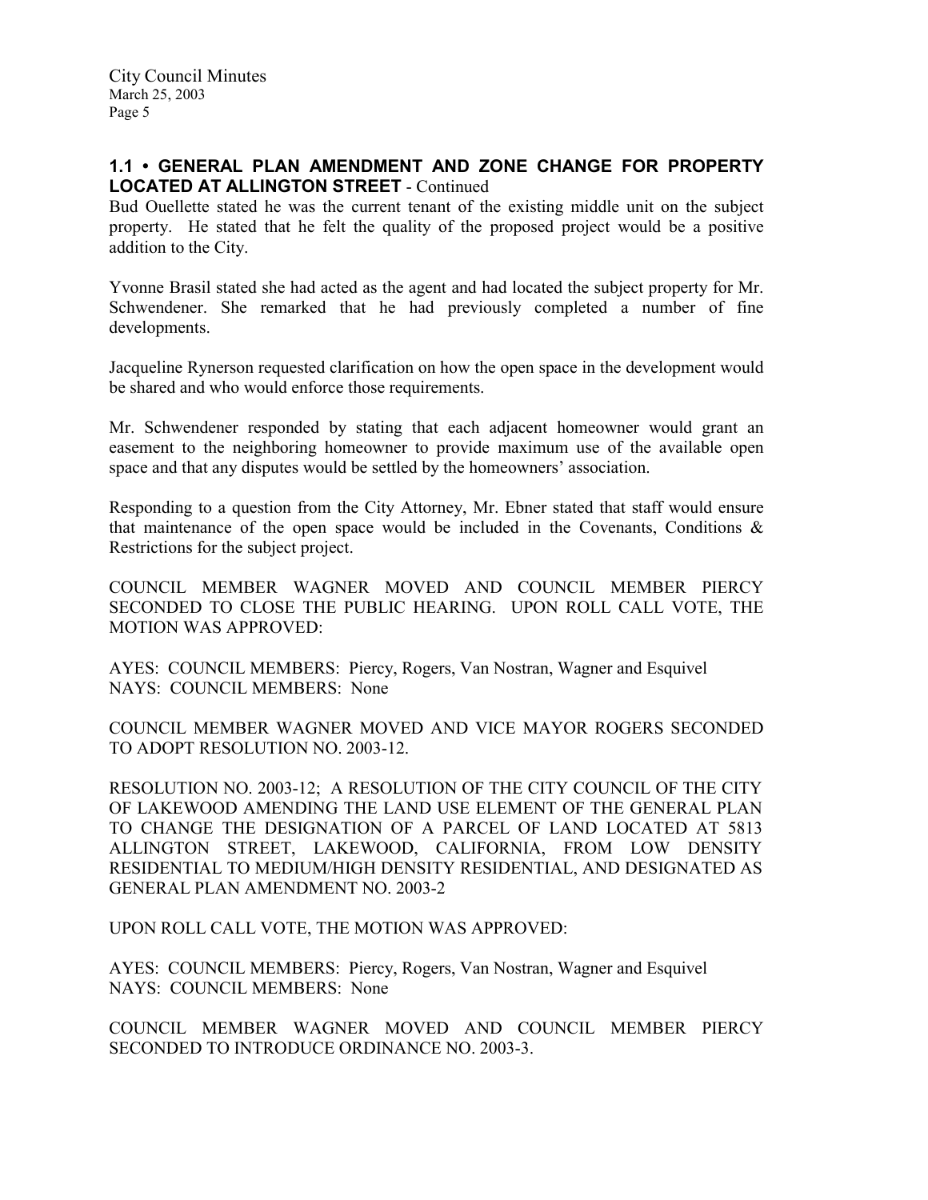### 1.1 • GENERAL PLAN AMENDMENT AND ZONE CHANGE FOR PROPERTY LOCATED AT ALLINGTON STREET - Continued

Bud Ouellette stated he was the current tenant of the existing middle unit on the subject property. He stated that he felt the quality of the proposed project would be a positive addition to the City.

Yvonne Brasil stated she had acted as the agent and had located the subject property for Mr. Schwendener. She remarked that he had previously completed a number of fine developments.

Jacqueline Rynerson requested clarification on how the open space in the development would be shared and who would enforce those requirements.

Mr. Schwendener responded by stating that each adjacent homeowner would grant an easement to the neighboring homeowner to provide maximum use of the available open space and that any disputes would be settled by the homeowners' association.

Responding to a question from the City Attorney, Mr. Ebner stated that staff would ensure that maintenance of the open space would be included in the Covenants, Conditions & Restrictions for the subject project.

COUNCIL MEMBER WAGNER MOVED AND COUNCIL MEMBER PIERCY SECONDED TO CLOSE THE PUBLIC HEARING. UPON ROLL CALL VOTE, THE MOTION WAS APPROVED:

AYES: COUNCIL MEMBERS: Piercy, Rogers, Van Nostran, Wagner and Esquivel
NAYS: COUNCIL MEMBERS: None

COUNCIL MEMBER WAGNER MOVED AND VICE MAYOR ROGERS SECONDED TO ADOPT RESOLUTION NO. 2003-12.

RESOLUTION NO. 2003-12; A RESOLUTION OF THE CITY COUNCIL OF THE CITY OF LAKEWOOD AMENDING THE LAND USE ELEMENT OF THE GENERAL PLAN TO CHANGE THE DESIGNATION OF A PARCEL OF LAND LOCATED AT 5813 ALLINGTON STREET, LAKEWOOD, CALIFORNIA, FROM LOW DENSITY RESIDENTIAL TO MEDIUM/HIGH DENSITY RESIDENTIAL, AND DESIGNATED AS GENERAL PLAN AMENDMENT NO. 2003-2

UPON ROLL CALL VOTE, THE MOTION WAS APPROVED:

AYES: COUNCIL MEMBERS: Piercy, Rogers, Van Nostran, Wagner and Esquivel
NAYS: COUNCIL MEMBERS: None

COUNCIL MEMBER WAGNER MOVED AND COUNCIL MEMBER PIERCY SECONDED TO INTRODUCE ORDINANCE NO. 2003-3.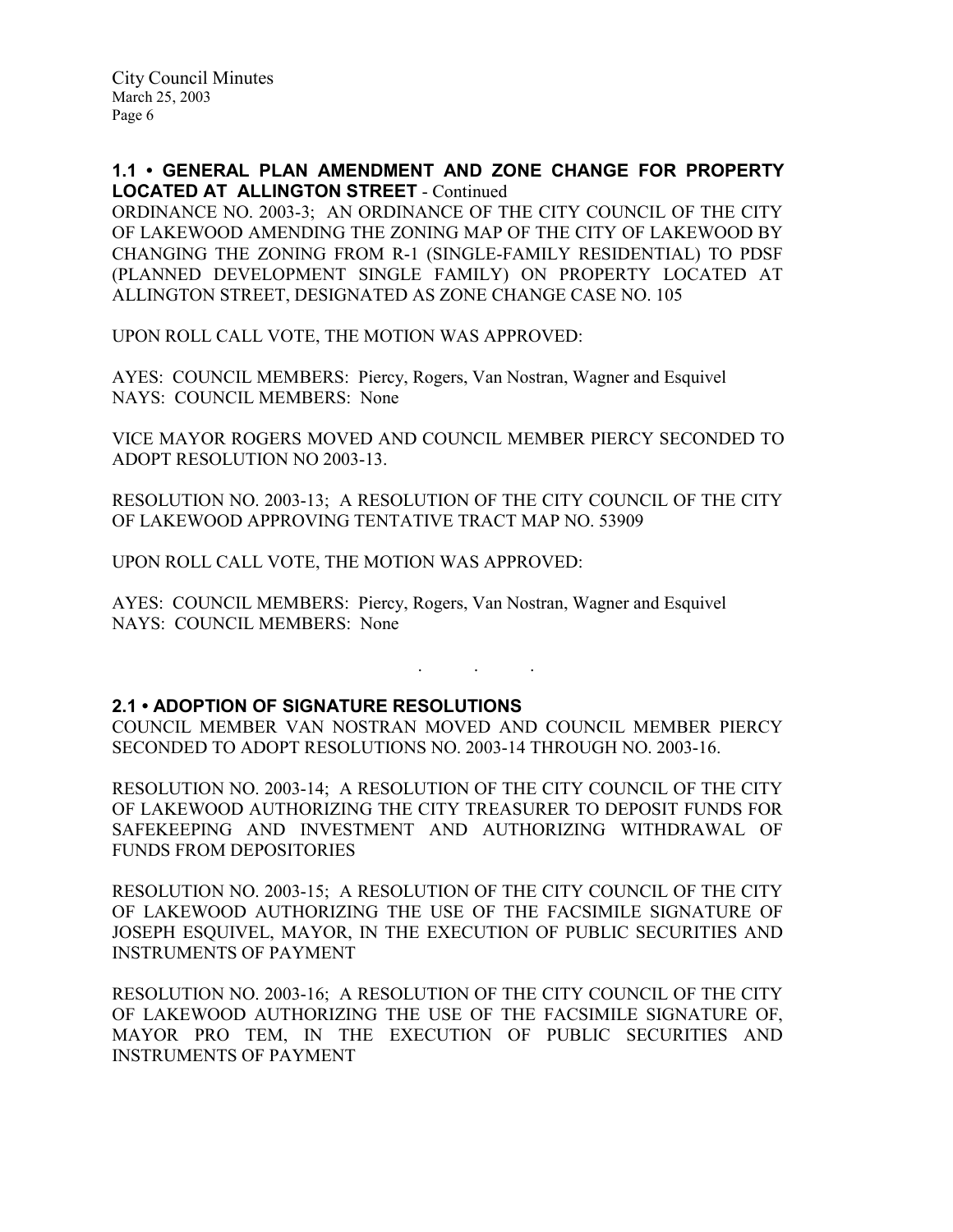**1.1 • GENERAL PLAN AMENDMENT AND ZONE CHANGE FOR PROPERTY LOCATED AT ALLINGTON STREET** - Continued

ORDINANCE NO. 2003-3; AN ORDINANCE OF THE CITY COUNCIL OF THE CITY OF LAKEWOOD AMENDING THE ZONING MAP OF THE CITY OF LAKEWOOD BY CHANGING THE ZONING FROM R-1 (SINGLE-FAMILY RESIDENTIAL) TO PDSF (PLANNED DEVELOPMENT SINGLE FAMILY) ON PROPERTY LOCATED AT ALLINGTON STREET, DESIGNATED AS ZONE CHANGE CASE NO. 105

UPON ROLL CALL VOTE, THE MOTION WAS APPROVED:

AYES: COUNCIL MEMBERS: Piercy, Rogers, Van Nostran, Wagner and Esquivel
NAYS: COUNCIL MEMBERS: None

VICE MAYOR ROGERS MOVED AND COUNCIL MEMBER PIERCY SECONDED TO ADOPT RESOLUTION NO 2003-13.

RESOLUTION NO. 2003-13; A RESOLUTION OF THE CITY COUNCIL OF THE CITY OF LAKEWOOD APPROVING TENTATIVE TRACT MAP NO. 53909

UPON ROLL CALL VOTE, THE MOTION WAS APPROVED:

AYES: COUNCIL MEMBERS: Piercy, Rogers, Van Nostran, Wagner and Esquivel
NAYS: COUNCIL MEMBERS: None

. . .

**2.1 • ADOPTION OF SIGNATURE RESOLUTIONS**

COUNCIL MEMBER VAN NOSTRAN MOVED AND COUNCIL MEMBER PIERCY SECONDED TO ADOPT RESOLUTIONS NO. 2003-14 THROUGH NO. 2003-16.

RESOLUTION NO. 2003-14; A RESOLUTION OF THE CITY COUNCIL OF THE CITY OF LAKEWOOD AUTHORIZING THE CITY TREASURER TO DEPOSIT FUNDS FOR SAFEKEEPING AND INVESTMENT AND AUTHORIZING WITHDRAWAL OF FUNDS FROM DEPOSITORIES

RESOLUTION NO. 2003-15; A RESOLUTION OF THE CITY COUNCIL OF THE CITY OF LAKEWOOD AUTHORIZING THE USE OF THE FACSIMILE SIGNATURE OF JOSEPH ESQUIVEL, MAYOR, IN THE EXECUTION OF PUBLIC SECURITIES AND INSTRUMENTS OF PAYMENT

RESOLUTION NO. 2003-16; A RESOLUTION OF THE CITY COUNCIL OF THE CITY OF LAKEWOOD AUTHORIZING THE USE OF THE FACSIMILE SIGNATURE OF, MAYOR PRO TEM, IN THE EXECUTION OF PUBLIC SECURITIES AND INSTRUMENTS OF PAYMENT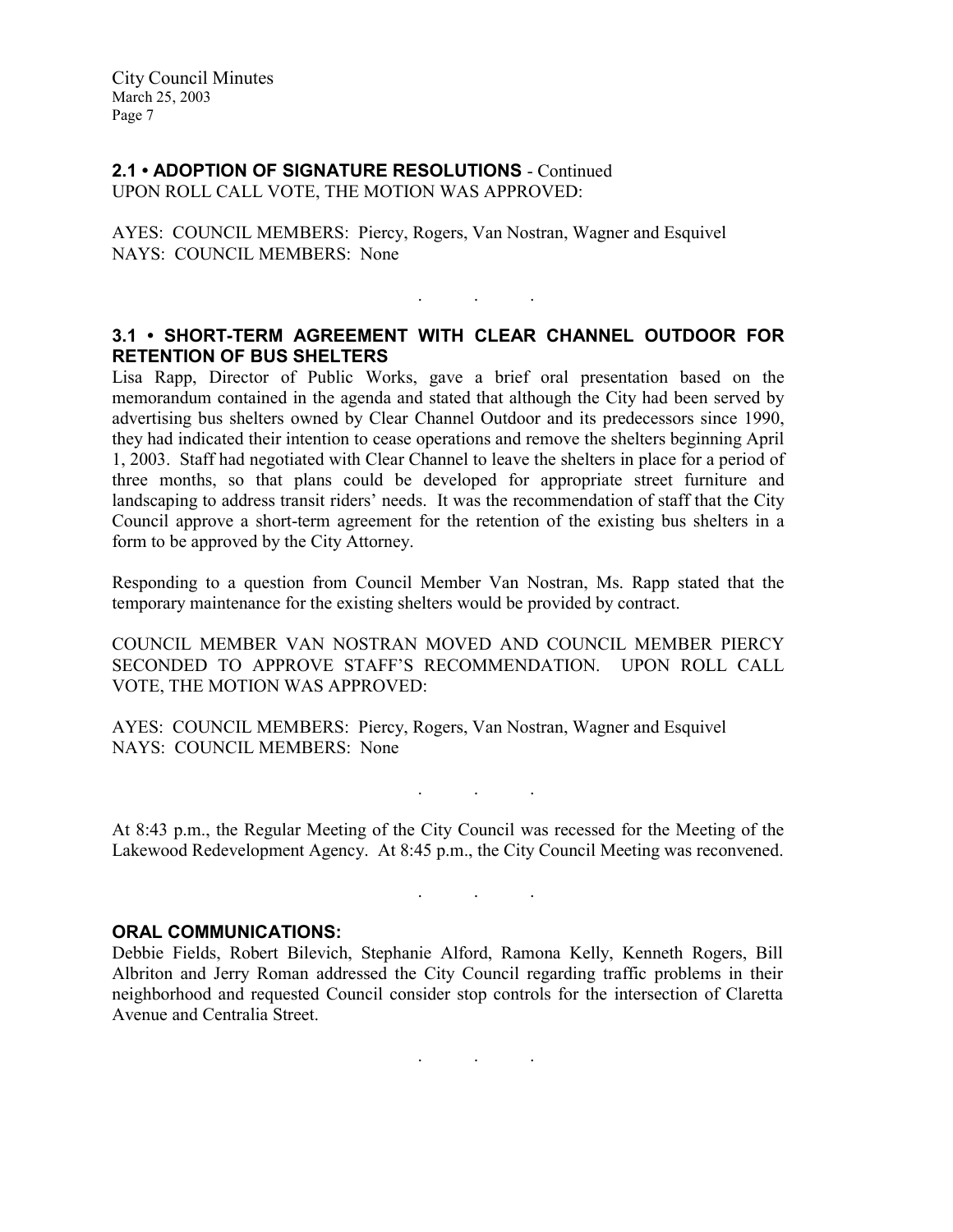## 2.1 • ADOPTION OF SIGNATURE RESOLUTIONS - Continued

UPON ROLL CALL VOTE, THE MOTION WAS APPROVED:

AYES: COUNCIL MEMBERS: Piercy, Rogers, Van Nostran, Wagner and Esquivel
NAYS: COUNCIL MEMBERS: None

. . .

## 3.1 • SHORT-TERM AGREEMENT WITH CLEAR CHANNEL OUTDOOR FOR RETENTION OF BUS SHELTERS

Lisa Rapp, Director of Public Works, gave a brief oral presentation based on the memorandum contained in the agenda and stated that although the City had been served by advertising bus shelters owned by Clear Channel Outdoor and its predecessors since 1990, they had indicated their intention to cease operations and remove the shelters beginning April 1, 2003. Staff had negotiated with Clear Channel to leave the shelters in place for a period of three months, so that plans could be developed for appropriate street furniture and landscaping to address transit riders' needs. It was the recommendation of staff that the City Council approve a short-term agreement for the retention of the existing bus shelters in a form to be approved by the City Attorney.

Responding to a question from Council Member Van Nostran, Ms. Rapp stated that the temporary maintenance for the existing shelters would be provided by contract.

COUNCIL MEMBER VAN NOSTRAN MOVED AND COUNCIL MEMBER PIERCY SECONDED TO APPROVE STAFF'S RECOMMENDATION. UPON ROLL CALL VOTE, THE MOTION WAS APPROVED:

AYES: COUNCIL MEMBERS: Piercy, Rogers, Van Nostran, Wagner and Esquivel
NAYS: COUNCIL MEMBERS: None

. . .

At 8:43 p.m., the Regular Meeting of the City Council was recessed for the Meeting of the Lakewood Redevelopment Agency. At 8:45 p.m., the City Council Meeting was reconvened.

. . .

## ORAL COMMUNICATIONS:

Debbie Fields, Robert Bilevich, Stephanie Alford, Ramona Kelly, Kenneth Rogers, Bill Albriton and Jerry Roman addressed the City Council regarding traffic problems in their neighborhood and requested Council consider stop controls for the intersection of Claretta Avenue and Centralia Street.

. . .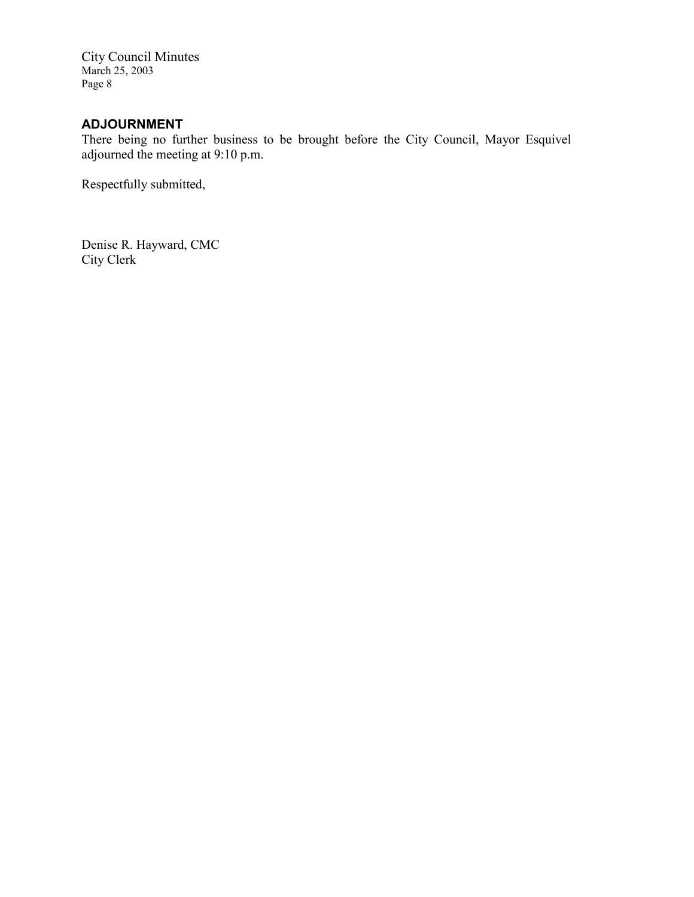## ADJOURNMENT

There being no further business to be brought before the City Council, Mayor Esquivel adjourned the meeting at 9:10 p.m.

Respectfully submitted,

Denise R. Hayward, CMC
City Clerk